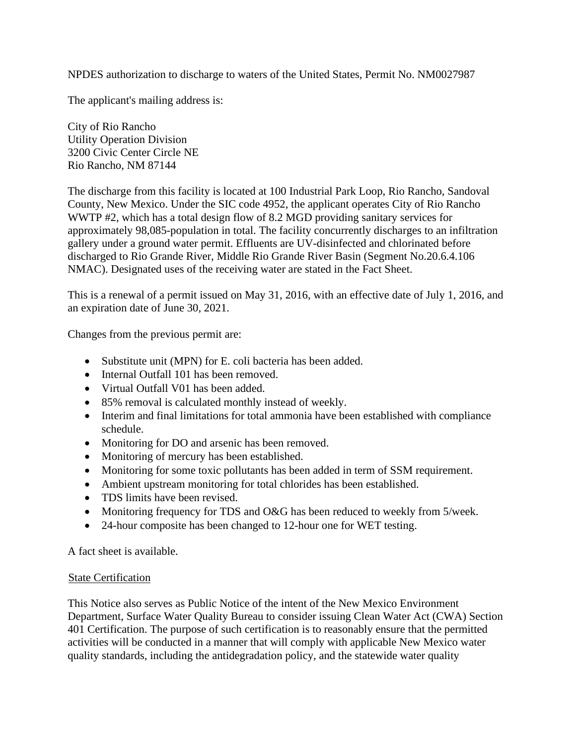NPDES authorization to discharge to waters of the United States, Permit No. NM0027987

The applicant's mailing address is:

City of Rio Rancho
Utility Operation Division
3200 Civic Center Circle NE
Rio Rancho, NM 87144

The discharge from this facility is located at 100 Industrial Park Loop, Rio Rancho, Sandoval County, New Mexico. Under the SIC code 4952, the applicant operates City of Rio Rancho WWTP #2, which has a total design flow of 8.2 MGD providing sanitary services for approximately 98,085-population in total. The facility concurrently discharges to an infiltration gallery under a ground water permit. Effluents are UV-disinfected and chlorinated before discharged to Rio Grande River, Middle Rio Grande River Basin (Segment No.20.6.4.106 NMAC). Designated uses of the receiving water are stated in the Fact Sheet.

This is a renewal of a permit issued on May 31, 2016, with an effective date of July 1, 2016, and an expiration date of June 30, 2021.

Changes from the previous permit are:

- Substitute unit (MPN) for E. coli bacteria has been added.
- Internal Outfall 101 has been removed.
- Virtual Outfall V01 has been added.
- 85% removal is calculated monthly instead of weekly.
- Interim and final limitations for total ammonia have been established with compliance schedule.
- Monitoring for DO and arsenic has been removed.
- Monitoring of mercury has been established.
- Monitoring for some toxic pollutants has been added in term of SSM requirement.
- Ambient upstream monitoring for total chlorides has been established.
- TDS limits have been revised.
- Monitoring frequency for TDS and O&G has been reduced to weekly from 5/week.
- 24-hour composite has been changed to 12-hour one for WET testing.

A fact sheet is available.

State Certification

This Notice also serves as Public Notice of the intent of the New Mexico Environment Department, Surface Water Quality Bureau to consider issuing Clean Water Act (CWA) Section 401 Certification. The purpose of such certification is to reasonably ensure that the permitted activities will be conducted in a manner that will comply with applicable New Mexico water quality standards, including the antidegradation policy, and the statewide water quality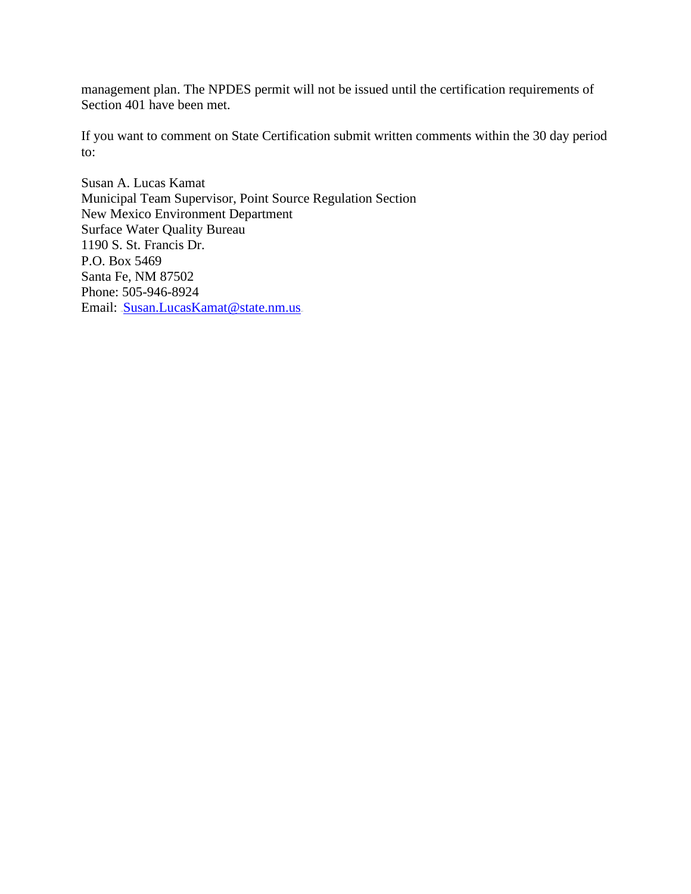management plan. The NPDES permit will not be issued until the certification requirements of Section 401 have been met.

If you want to comment on State Certification submit written comments within the 30 day period to:

Susan A. Lucas Kamat  
Municipal Team Supervisor, Point Source Regulation Section  
New Mexico Environment Department  
Surface Water Quality Bureau  
1190 S. St. Francis Dr.  
P.O. Box 5469  
Santa Fe, NM 87502  
Phone: 505-946-8924  
Email: Susan.LucasKamat@state.nm.us